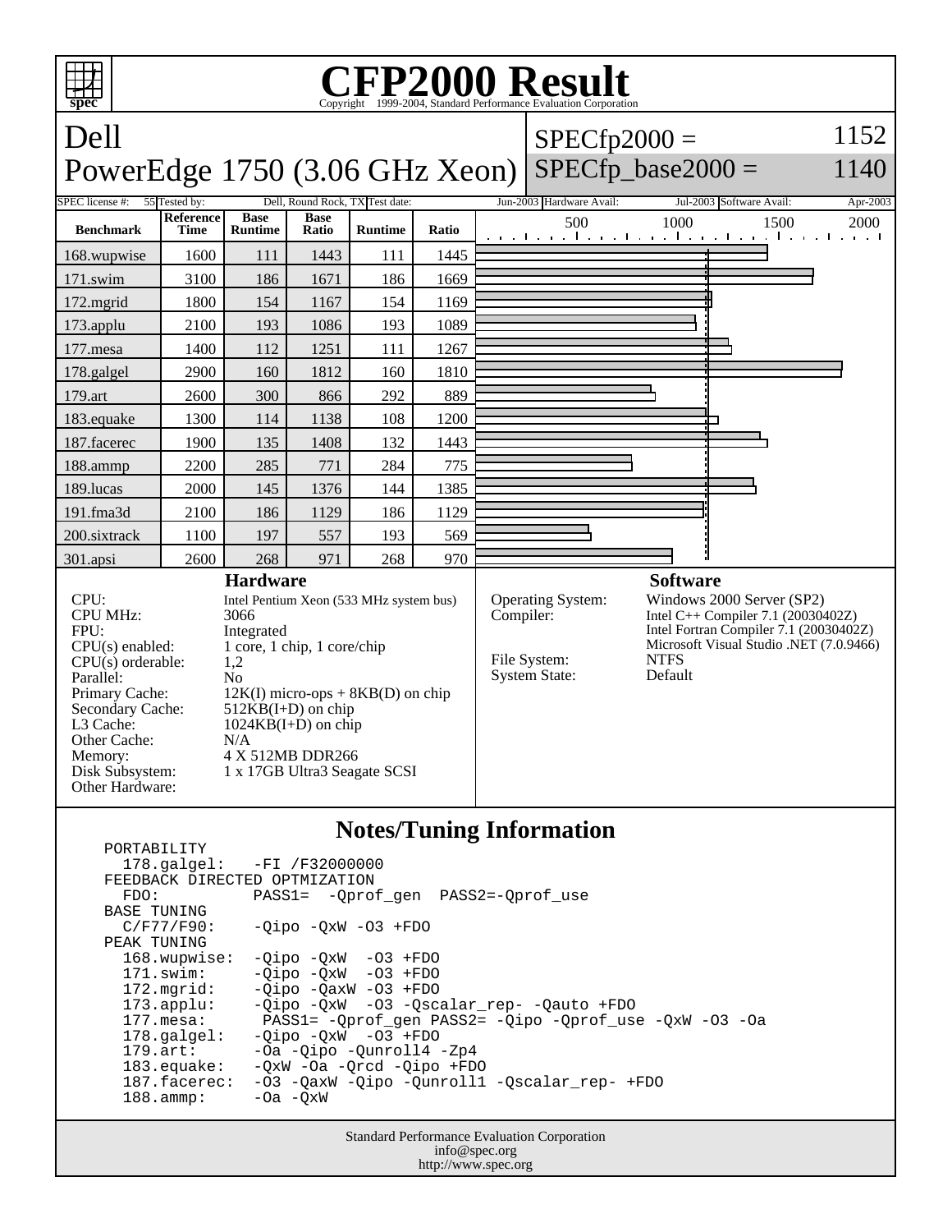# CFP2000 Result

Copyright 1999-2004, Standard Performance Evaluation Corporation

## Dell
## PowerEdge 1750 (3.06 GHz Xeon)

SPECfp2000 = 1152
SPECfp_base2000 = 1140

| SPEC license #: | 55 | Tested by: | Dell, Round Rock, TX | Test date: | Jun-2003 | Hardware Avail: | Jul-2003 | Software Avail: | Apr-2003 |
|---|---|---|---|---|---|---|---|---|---|

| Benchmark | Reference Time | Base Runtime | Base Ratio | Runtime | Ratio |
|---|---|---|---|---|---|
| 168.wupwise | 1600 | 111 | 1443 | 111 | 1445 |
| 171.swim | 3100 | 186 | 1671 | 186 | 1669 |
| 172.mgrid | 1800 | 154 | 1167 | 154 | 1169 |
| 173.applu | 2100 | 193 | 1086 | 193 | 1089 |
| 177.mesa | 1400 | 112 | 1251 | 111 | 1267 |
| 178.galgel | 2900 | 160 | 1812 | 160 | 1810 |
| 179.art | 2600 | 300 | 866 | 292 | 889 |
| 183.equake | 1300 | 114 | 1138 | 108 | 1200 |
| 187.facerec | 1900 | 135 | 1408 | 132 | 1443 |
| 188.ammp | 2200 | 285 | 771 | 284 | 775 |
| 189.lucas | 2000 | 145 | 1376 | 144 | 1385 |
| 191.fma3d | 2100 | 186 | 1129 | 186 | 1129 |
| 200.sixtrack | 1100 | 197 | 557 | 193 | 569 |
| 301.apsi | 2600 | 268 | 971 | 268 | 970 |

### Hardware

| | |
|---|---|
| CPU: | Intel Pentium Xeon (533 MHz system bus) |
| CPU MHz: | 3066 |
| FPU: | Integrated |
| CPU(s) enabled: | 1 core, 1 chip, 1 core/chip |
| CPU(s) orderable: | 1,2 |
| Parallel: | No |
| Primary Cache: | 12K(I) micro-ops + 8KB(D) on chip |
| Secondary Cache: | 512KB(I+D) on chip |
| L3 Cache: | 1024KB(I+D) on chip |
| Other Cache: | N/A |
| Memory: | 4 X 512MB DDR266 |
| Disk Subsystem: | 1 x 17GB Ultra3 Seagate SCSI |
| Other Hardware: | |

### Software

| | |
|---|---|
| Operating System: | Windows 2000 Server (SP2) |
| Compiler: | Intel C++ Compiler 7.1 (20030402Z)<br>Intel Fortran Compiler 7.1 (20030402Z)<br>Microsoft Visual Studio .NET (7.0.9466) |
| File System: | NTFS |
| System State: | Default |

### Notes/Tuning Information

```
PORTABILITY
  178.galgel:   -FI /F32000000
FEEDBACK DIRECTED OPTMIZATION
  FDO:          PASS1=  -Qprof_gen  PASS2=-Qprof_use
BASE TUNING
  C/F77/F90:    -Qipo -QxW -O3 +FDO
PEAK TUNING
  168.wupwise:  -Qipo -QxW  -O3 +FDO
  171.swim:     -Qipo -QxW  -O3 +FDO
  172.mgrid:    -Qipo -QaxW -O3 +FDO
  173.applu:    -Qipo -QxW  -O3 -Qscalar_rep- -Qauto +FDO
  177.mesa:      PASS1= -Qprof_gen PASS2= -Qipo -Qprof_use -QxW -O3 -Oa
  178.galgel:   -Qipo -QxW  -O3 +FDO
  179.art:      -Oa -Qipo -Qunroll4 -Zp4
  183.equake:   -QxW -Oa -Qrcd -Qipo +FDO
  187.facerec:  -O3 -QaxW -Qipo -Qunroll1 -Qscalar_rep- +FDO
  188.ammp:     -Oa -QxW
```

Standard Performance Evaluation Corporation
info@spec.org
http://www.spec.org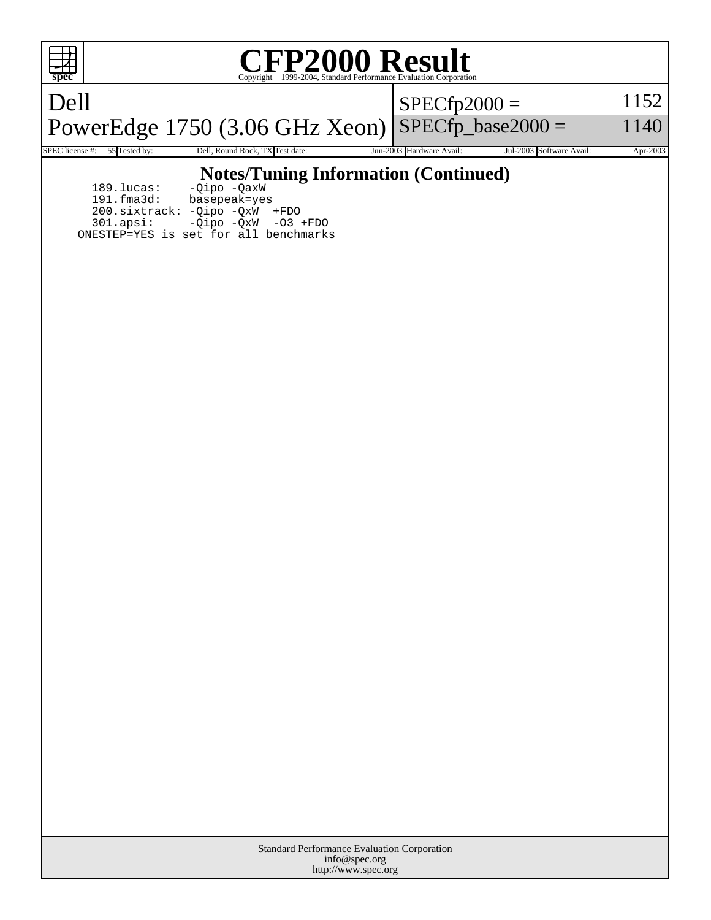# CFP2000 Result

Copyright 1999-2004, Standard Performance Evaluation Corporation

Dell
PowerEdge 1750 (3.06 GHz Xeon)

SPECfp2000 = 1152
SPECfp_base2000 = 1140

| SPEC license #: | 55 | Tested by: | Dell, Round Rock, TX | Test date: | Jun-2003 | Hardware Avail: | Jul-2003 | Software Avail: | Apr-2003 |
|---|---|---|---|---|---|---|---|---|---|

## Notes/Tuning Information (Continued)

```
    189.lucas:    -Qipo -QaxW
    191.fma3d:    basepeak=yes
    200.sixtrack: -Qipo -QxW  +FDO
    301.apsi:     -Qipo -QxW  -O3 +FDO
  ONESTEP=YES is set for all benchmarks
```

Standard Performance Evaluation Corporation
info@spec.org
http://www.spec.org